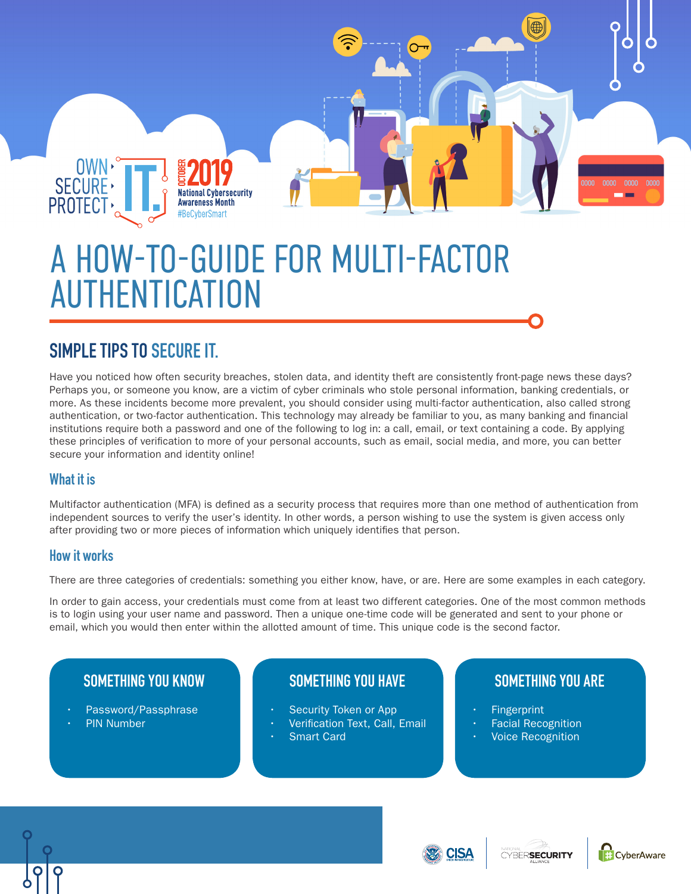OWN › SECURE › PROTECT › IT.

OCTOBER 2019 National Cybersecurity Awareness Month #BeCyberSmart

# A HOW-TO-GUIDE FOR MULTI-FACTOR AUTHENTICATION

## SIMPLE TIPS TO SECURE IT.

Have you noticed how often security breaches, stolen data, and identity theft are consistently front-page news these days? Perhaps you, or someone you know, are a victim of cyber criminals who stole personal information, banking credentials, or more. As these incidents become more prevalent, you should consider using multi-factor authentication, also called strong authentication, or two-factor authentication. This technology may already be familiar to you, as many banking and financial institutions require both a password and one of the following to log in: a call, email, or text containing a code. By applying these principles of verification to more of your personal accounts, such as email, social media, and more, you can better secure your information and identity online!

### What it is

Multifactor authentication (MFA) is defined as a security process that requires more than one method of authentication from independent sources to verify the user's identity. In other words, a person wishing to use the system is given access only after providing two or more pieces of information which uniquely identifies that person.

### How it works

There are three categories of credentials: something you either know, have, or are. Here are some examples in each category.

In order to gain access, your credentials must come from at least two different categories. One of the most common methods is to login using your user name and password. Then a unique one-time code will be generated and sent to your phone or email, which you would then enter within the allotted amount of time. This unique code is the second factor.

#### SOMETHING YOU KNOW

- Password/Passphrase
- PIN Number

#### SOMETHING YOU HAVE

- Security Token or App
- Verification Text, Call, Email
- Smart Card

#### SOMETHING YOU ARE

- Fingerprint
- Facial Recognition
- Voice Recognition

CISA | NATIONAL CYBERSECURITY ALLIANCE | CyberAware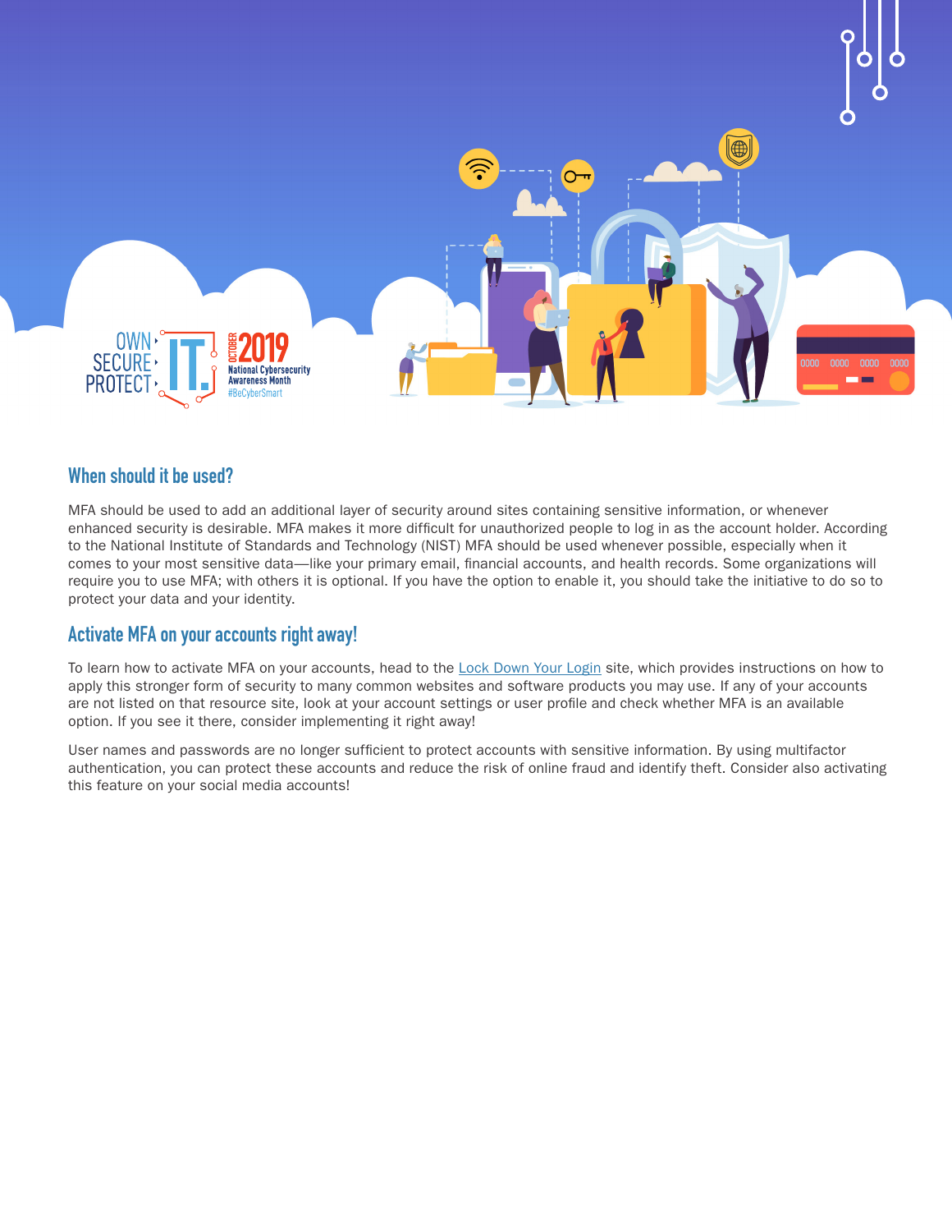## When should it be used?

MFA should be used to add an additional layer of security around sites containing sensitive information, or whenever enhanced security is desirable. MFA makes it more difficult for unauthorized people to log in as the account holder. According to the National Institute of Standards and Technology (NIST) MFA should be used whenever possible, especially when it comes to your most sensitive data—like your primary email, financial accounts, and health records. Some organizations will require you to use MFA; with others it is optional. If you have the option to enable it, you should take the initiative to do so to protect your data and your identity.

## Activate MFA on your accounts right away!

To learn how to activate MFA on your accounts, head to the Lock Down Your Login site, which provides instructions on how to apply this stronger form of security to many common websites and software products you may use. If any of your accounts are not listed on that resource site, look at your account settings or user profile and check whether MFA is an available option. If you see it there, consider implementing it right away!

User names and passwords are no longer sufficient to protect accounts with sensitive information. By using multifactor authentication, you can protect these accounts and reduce the risk of online fraud and identify theft. Consider also activating this feature on your social media accounts!